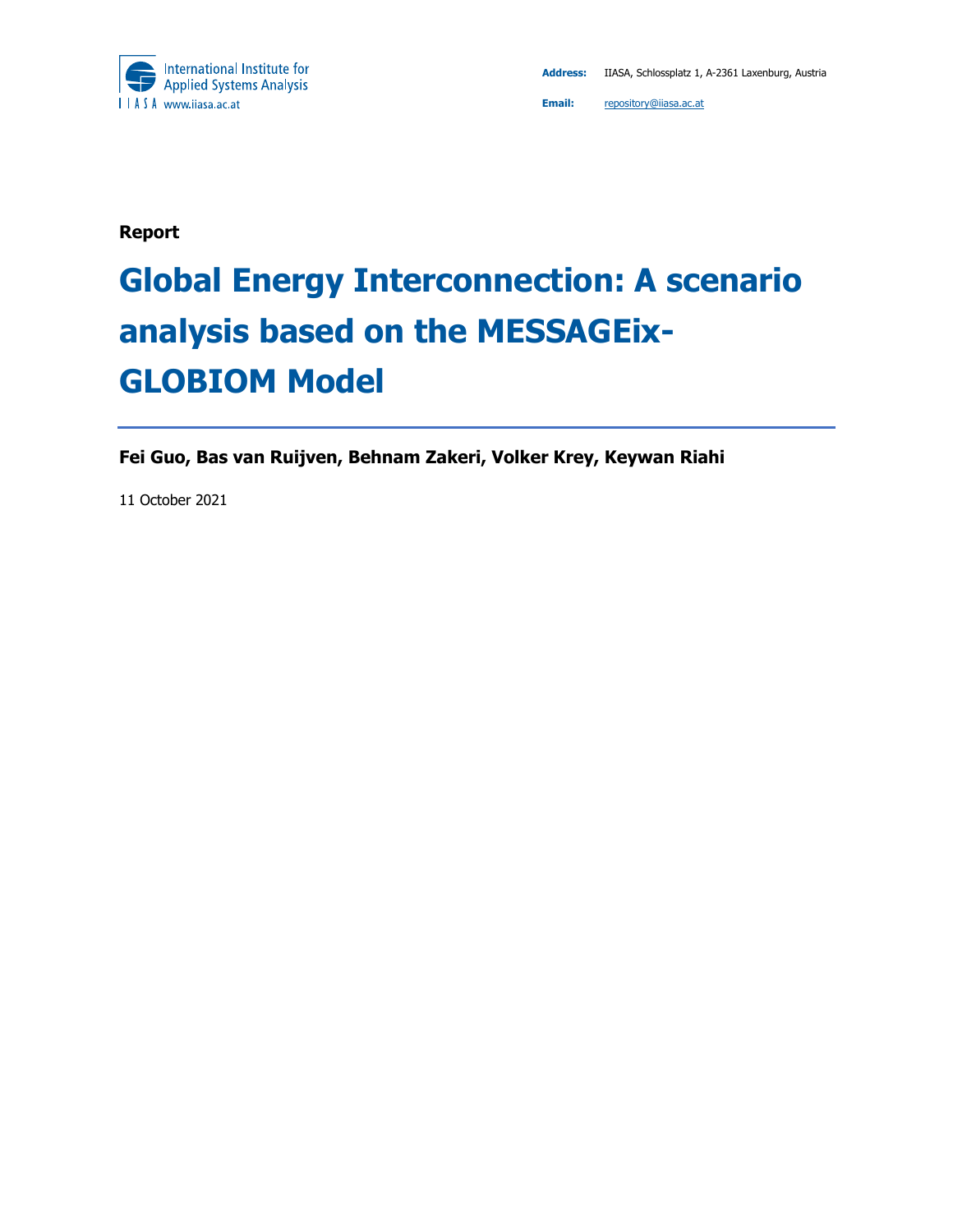International Institute for Applied Systems Analysis
IIASA www.iiasa.ac.at

**Address:** IIASA, Schlossplatz 1, A-2361 Laxenburg, Austria

**Email:** repository@iiasa.ac.at

**Report**

# Global Energy Interconnection: A scenario analysis based on the MESSAGEix-GLOBIOM Model

**Fei Guo, Bas van Ruijven, Behnam Zakeri, Volker Krey, Keywan Riahi**

11 October 2021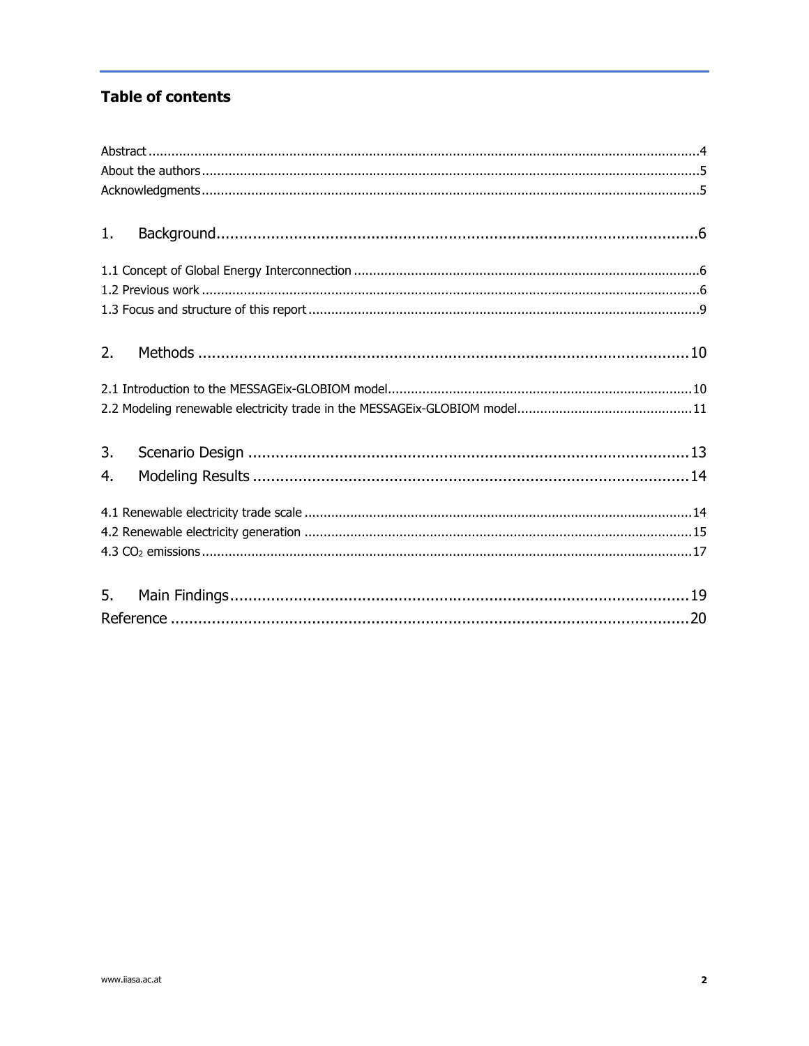## Table of contents

Abstract ....................................................................................................................................4
About the authors ......................................................................................................................5
Acknowledgments ......................................................................................................................5

1. Background ..........................................................................................................................6

1.1 Concept of Global Energy Interconnection ...........................................................................6
1.2 Previous work .....................................................................................................................6
1.3 Focus and structure of this report .........................................................................................9

2. Methods .............................................................................................................................10

2.1 Introduction to the MESSAGEix-GLOBIOM model ................................................................10
2.2 Modeling renewable electricity trade in the MESSAGEix-GLOBIOM model ..............................11

3. Scenario Design ..................................................................................................................13

4. Modeling Results .................................................................................................................14

4.1 Renewable electricity trade scale .........................................................................................14
4.2 Renewable electricity generation .........................................................................................15
4.3 $CO_2$ emissions ................................................................................................................17

5. Main Findings ......................................................................................................................19

Reference ................................................................................................................................20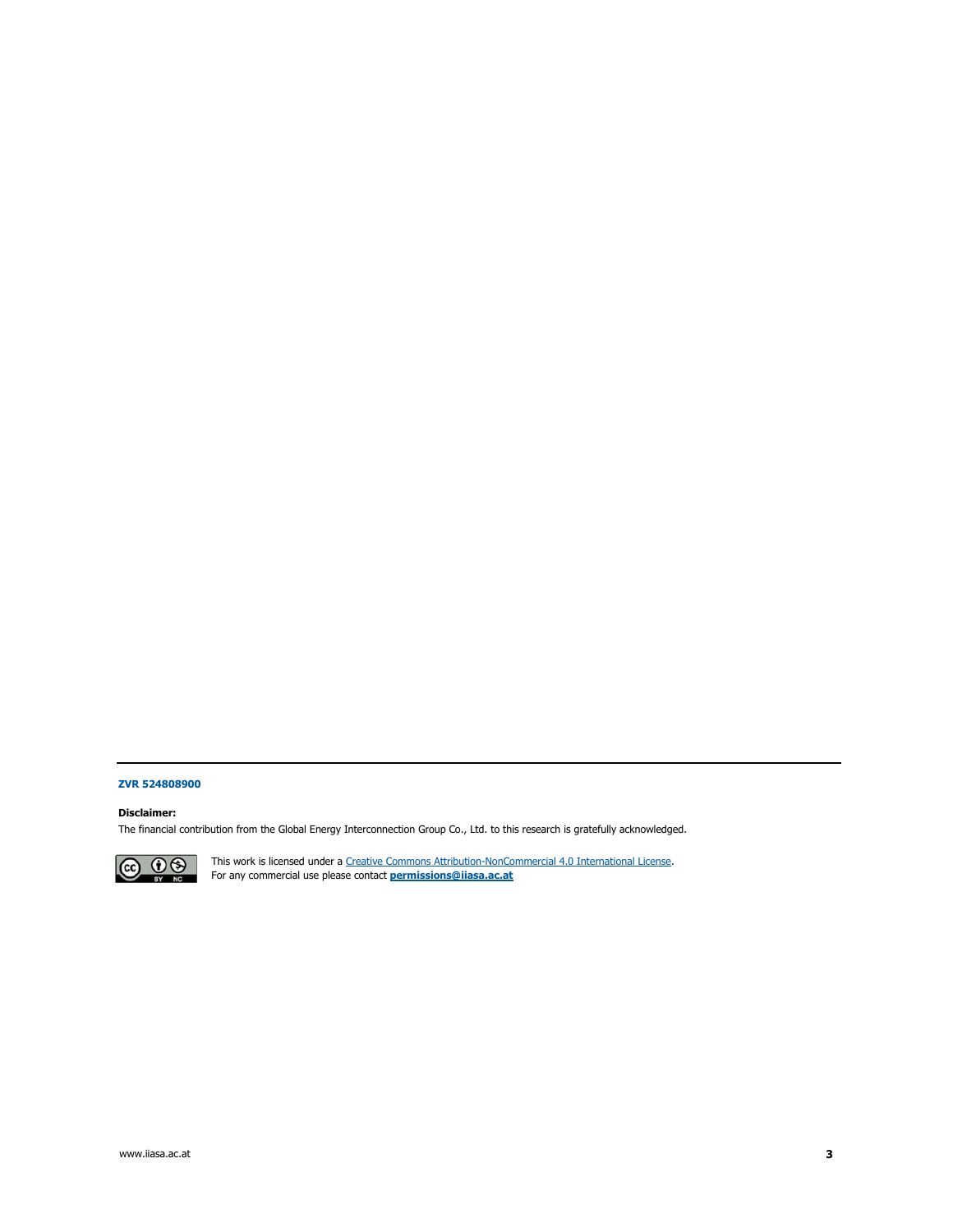---

**ZVR 524808900**

**Disclaimer:**

The financial contribution from the Global Energy Interconnection Group Co., Ltd. to this research is gratefully acknowledged.

This work is licensed under a Creative Commons Attribution-NonCommercial 4.0 International License.
For any commercial use please contact **permissions@iiasa.ac.at**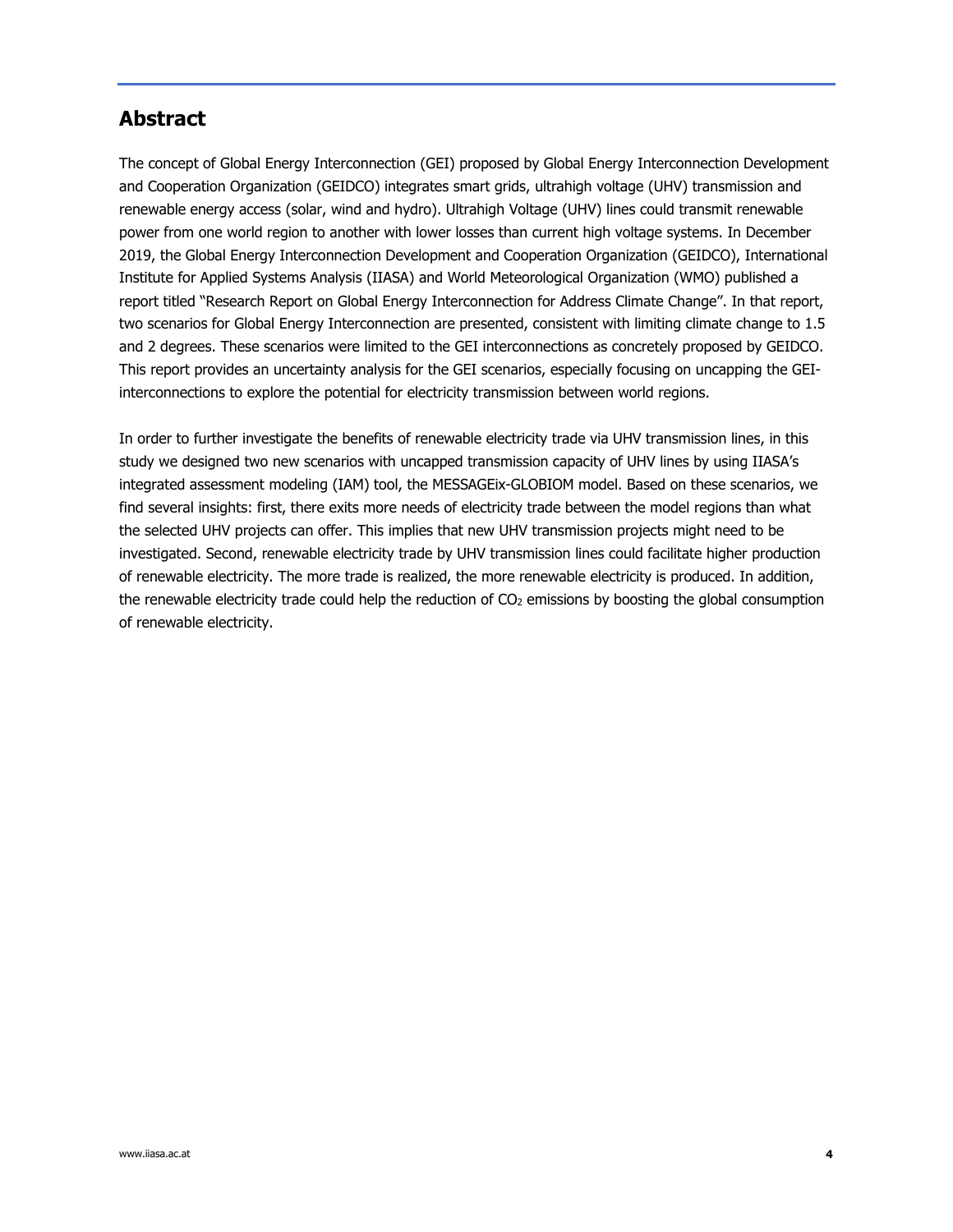## Abstract

The concept of Global Energy Interconnection (GEI) proposed by Global Energy Interconnection Development and Cooperation Organization (GEIDCO) integrates smart grids, ultrahigh voltage (UHV) transmission and renewable energy access (solar, wind and hydro). Ultrahigh Voltage (UHV) lines could transmit renewable power from one world region to another with lower losses than current high voltage systems. In December 2019, the Global Energy Interconnection Development and Cooperation Organization (GEIDCO), International Institute for Applied Systems Analysis (IIASA) and World Meteorological Organization (WMO) published a report titled "Research Report on Global Energy Interconnection for Address Climate Change". In that report, two scenarios for Global Energy Interconnection are presented, consistent with limiting climate change to 1.5 and 2 degrees. These scenarios were limited to the GEI interconnections as concretely proposed by GEIDCO. This report provides an uncertainty analysis for the GEI scenarios, especially focusing on uncapping the GEI-interconnections to explore the potential for electricity transmission between world regions.

In order to further investigate the benefits of renewable electricity trade via UHV transmission lines, in this study we designed two new scenarios with uncapped transmission capacity of UHV lines by using IIASA's integrated assessment modeling (IAM) tool, the MESSAGEix-GLOBIOM model. Based on these scenarios, we find several insights: first, there exits more needs of electricity trade between the model regions than what the selected UHV projects can offer. This implies that new UHV transmission projects might need to be investigated. Second, renewable electricity trade by UHV transmission lines could facilitate higher production of renewable electricity. The more trade is realized, the more renewable electricity is produced. In addition, the renewable electricity trade could help the reduction of $CO_2$ emissions by boosting the global consumption of renewable electricity.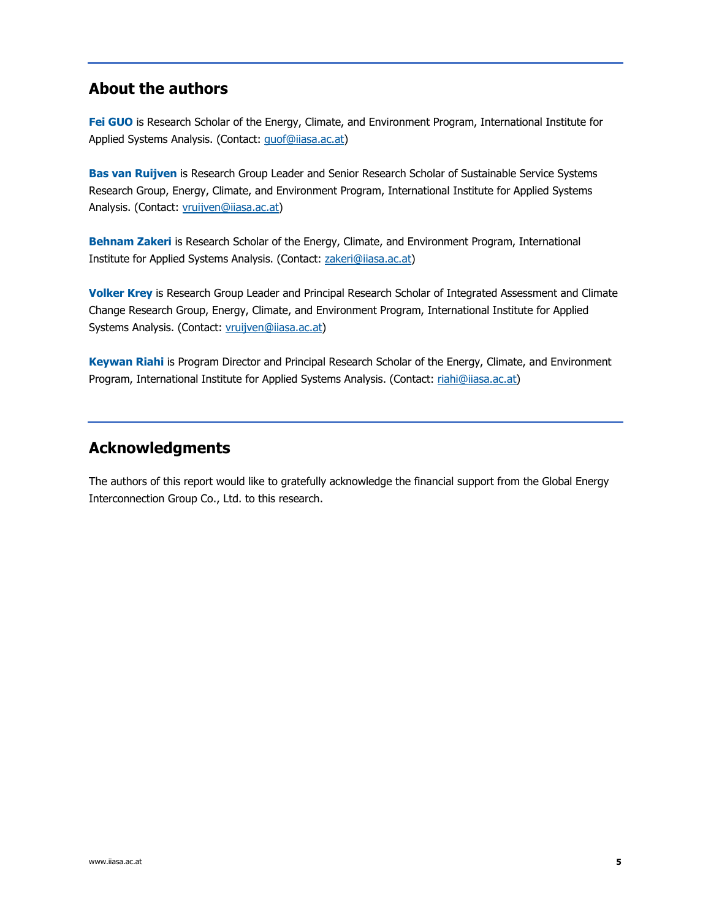## About the authors

**Fei GUO** is Research Scholar of the Energy, Climate, and Environment Program, International Institute for Applied Systems Analysis. (Contact: guof@iiasa.ac.at)

**Bas van Ruijven** is Research Group Leader and Senior Research Scholar of Sustainable Service Systems Research Group, Energy, Climate, and Environment Program, International Institute for Applied Systems Analysis. (Contact: vruijven@iiasa.ac.at)

**Behnam Zakeri** is Research Scholar of the Energy, Climate, and Environment Program, International Institute for Applied Systems Analysis. (Contact: zakeri@iiasa.ac.at)

**Volker Krey** is Research Group Leader and Principal Research Scholar of Integrated Assessment and Climate Change Research Group, Energy, Climate, and Environment Program, International Institute for Applied Systems Analysis. (Contact: vruijven@iiasa.ac.at)

**Keywan Riahi** is Program Director and Principal Research Scholar of the Energy, Climate, and Environment Program, International Institute for Applied Systems Analysis. (Contact: riahi@iiasa.ac.at)

## Acknowledgments

The authors of this report would like to gratefully acknowledge the financial support from the Global Energy Interconnection Group Co., Ltd. to this research.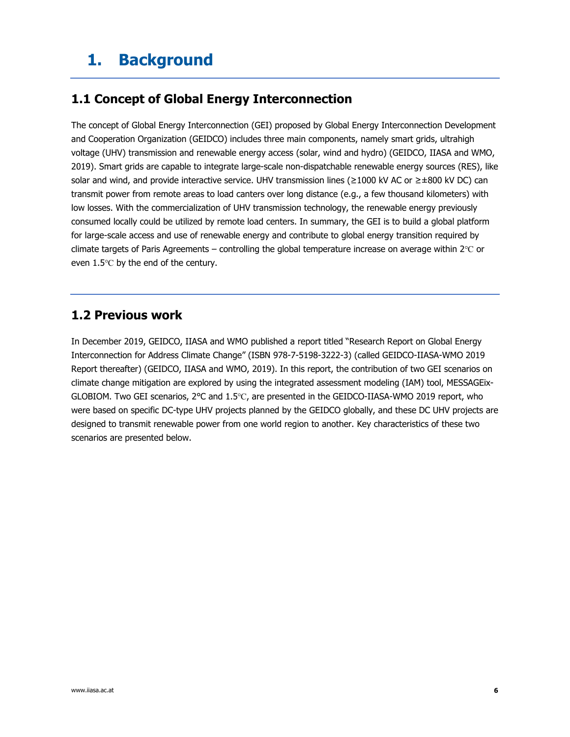# 1. Background

## 1.1 Concept of Global Energy Interconnection

The concept of Global Energy Interconnection (GEI) proposed by Global Energy Interconnection Development and Cooperation Organization (GEIDCO) includes three main components, namely smart grids, ultrahigh voltage (UHV) transmission and renewable energy access (solar, wind and hydro) (GEIDCO, IIASA and WMO, 2019). Smart grids are capable to integrate large-scale non-dispatchable renewable energy sources (RES), like solar and wind, and provide interactive service. UHV transmission lines (≥1000 kV AC or ≥±800 kV DC) can transmit power from remote areas to load canters over long distance (e.g., a few thousand kilometers) with low losses. With the commercialization of UHV transmission technology, the renewable energy previously consumed locally could be utilized by remote load centers. In summary, the GEI is to build a global platform for large-scale access and use of renewable energy and contribute to global energy transition required by climate targets of Paris Agreements – controlling the global temperature increase on average within 2℃ or even 1.5℃ by the end of the century.

## 1.2 Previous work

In December 2019, GEIDCO, IIASA and WMO published a report titled "Research Report on Global Energy Interconnection for Address Climate Change" (ISBN 978-7-5198-3222-3) (called GEIDCO-IIASA-WMO 2019 Report thereafter) (GEIDCO, IIASA and WMO, 2019). In this report, the contribution of two GEI scenarios on climate change mitigation are explored by using the integrated assessment modeling (IAM) tool, MESSAGEix-GLOBIOM. Two GEI scenarios, 2°C and 1.5℃, are presented in the GEIDCO-IIASA-WMO 2019 report, who were based on specific DC-type UHV projects planned by the GEIDCO globally, and these DC UHV projects are designed to transmit renewable power from one world region to another. Key characteristics of these two scenarios are presented below.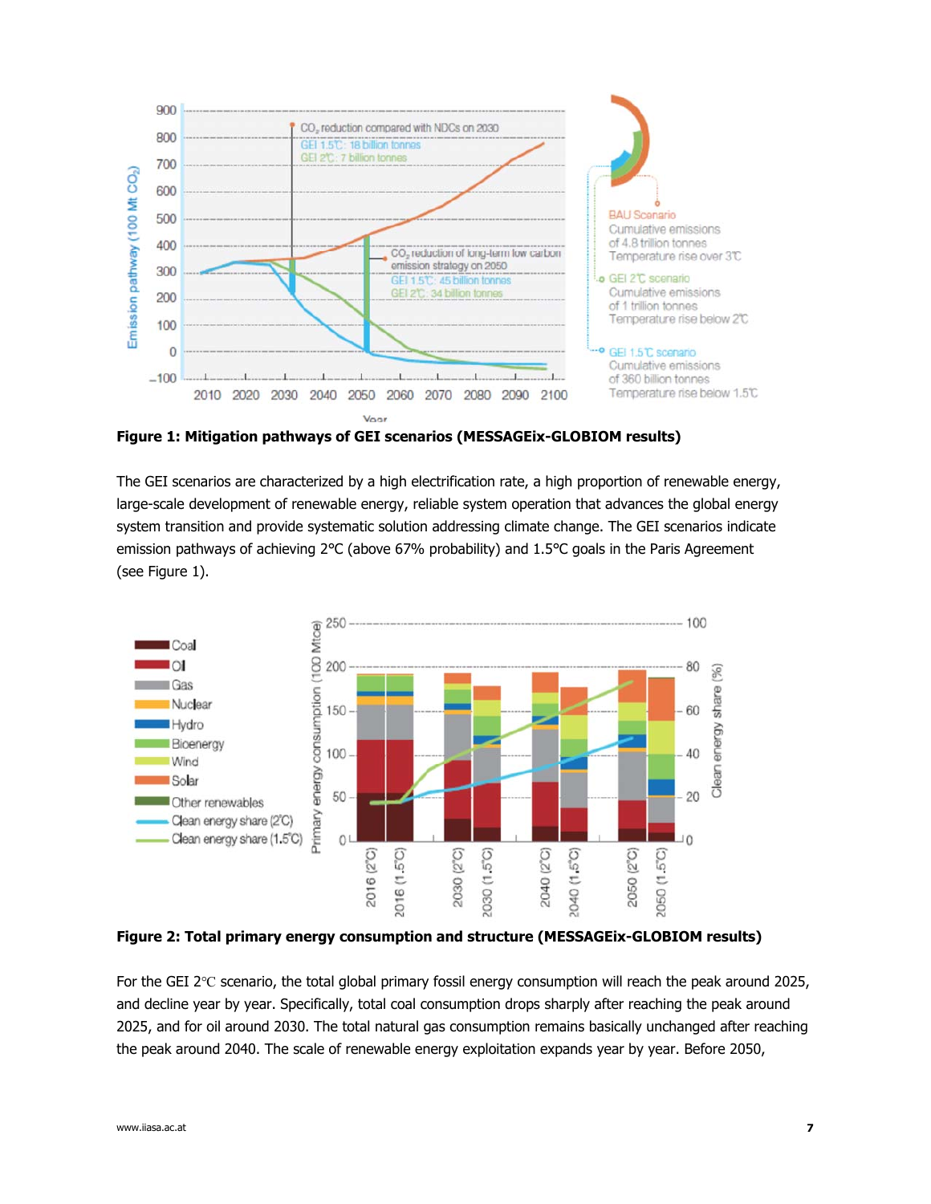**Figure 1: Mitigation pathways of GEI scenarios (MESSAGEix-GLOBIOM results)**

The GEI scenarios are characterized by a high electrification rate, a high proportion of renewable energy, large-scale development of renewable energy, reliable system operation that advances the global energy system transition and provide systematic solution addressing climate change. The GEI scenarios indicate emission pathways of achieving 2°C (above 67% probability) and 1.5°C goals in the Paris Agreement (see Figure 1).

**Figure 2: Total primary energy consumption and structure (MESSAGEix-GLOBIOM results)**

For the GEI 2℃ scenario, the total global primary fossil energy consumption will reach the peak around 2025, and decline year by year. Specifically, total coal consumption drops sharply after reaching the peak around 2025, and for oil around 2030. The total natural gas consumption remains basically unchanged after reaching the peak around 2040. The scale of renewable energy exploitation expands year by year. Before 2050,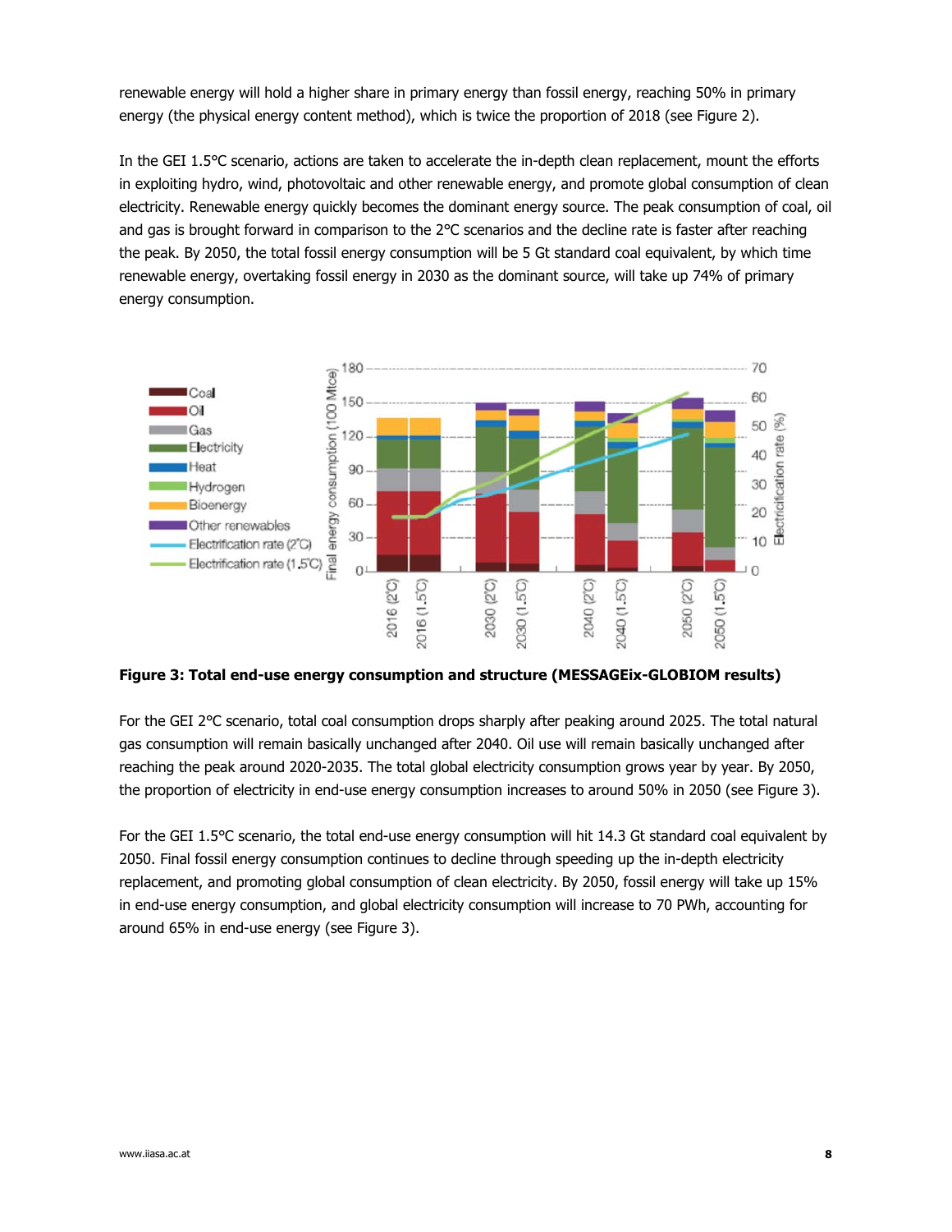renewable energy will hold a higher share in primary energy than fossil energy, reaching 50% in primary energy (the physical energy content method), which is twice the proportion of 2018 (see Figure 2).

In the GEI 1.5°C scenario, actions are taken to accelerate the in-depth clean replacement, mount the efforts in exploiting hydro, wind, photovoltaic and other renewable energy, and promote global consumption of clean electricity. Renewable energy quickly becomes the dominant energy source. The peak consumption of coal, oil and gas is brought forward in comparison to the 2°C scenarios and the decline rate is faster after reaching the peak. By 2050, the total fossil energy consumption will be 5 Gt standard coal equivalent, by which time renewable energy, overtaking fossil energy in 2030 as the dominant source, will take up 74% of primary energy consumption.

**Figure 3: Total end-use energy consumption and structure (MESSAGEix-GLOBIOM results)**

For the GEI 2°C scenario, total coal consumption drops sharply after peaking around 2025. The total natural gas consumption will remain basically unchanged after 2040. Oil use will remain basically unchanged after reaching the peak around 2020-2035. The total global electricity consumption grows year by year. By 2050, the proportion of electricity in end-use energy consumption increases to around 50% in 2050 (see Figure 3).

For the GEI 1.5°C scenario, the total end-use energy consumption will hit 14.3 Gt standard coal equivalent by 2050. Final fossil energy consumption continues to decline through speeding up the in-depth electricity replacement, and promoting global consumption of clean electricity. By 2050, fossil energy will take up 15% in end-use energy consumption, and global electricity consumption will increase to 70 PWh, accounting for around 65% in end-use energy (see Figure 3).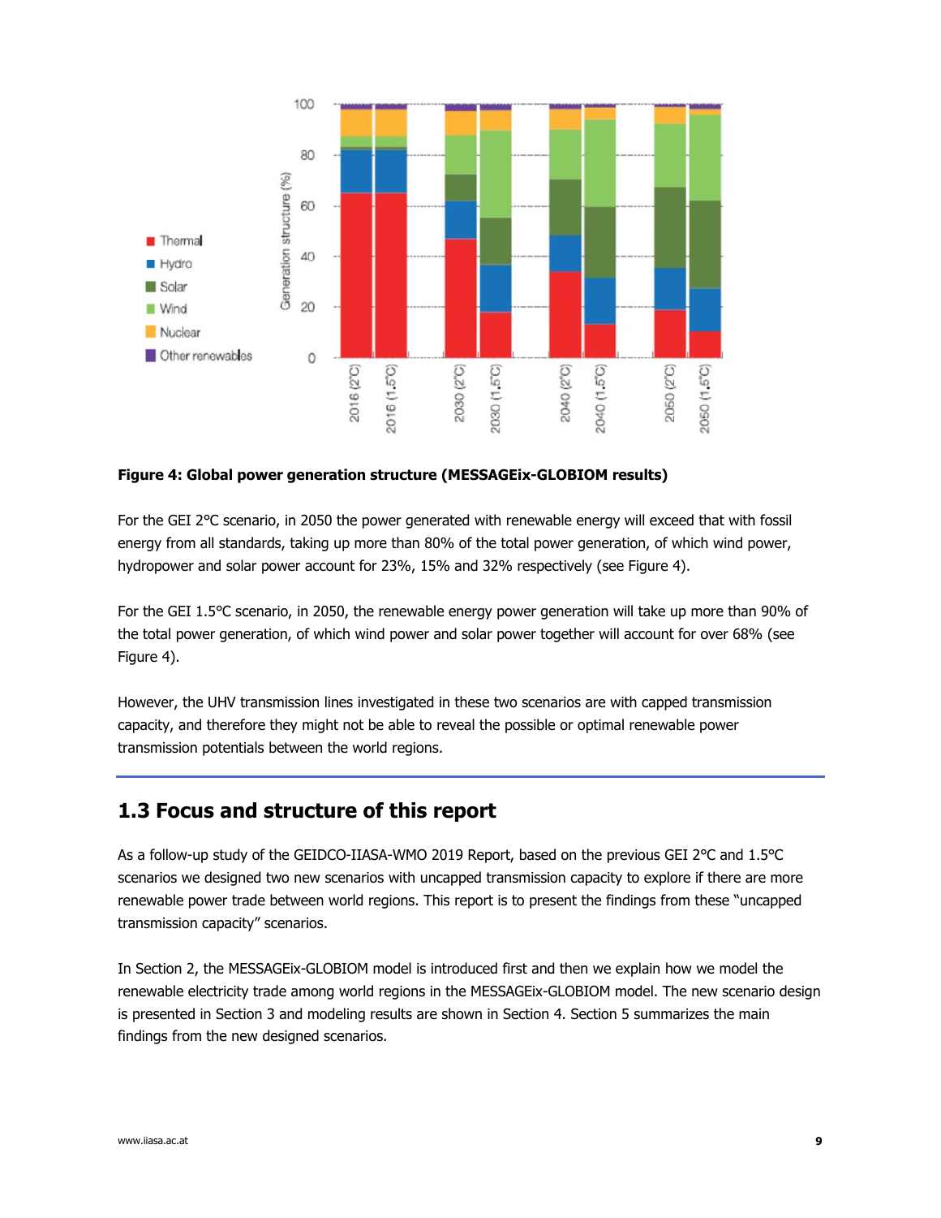**Figure 4: Global power generation structure (MESSAGEix-GLOBIOM results)**

For the GEI 2°C scenario, in 2050 the power generated with renewable energy will exceed that with fossil energy from all standards, taking up more than 80% of the total power generation, of which wind power, hydropower and solar power account for 23%, 15% and 32% respectively (see Figure 4).

For the GEI 1.5°C scenario, in 2050, the renewable energy power generation will take up more than 90% of the total power generation, of which wind power and solar power together will account for over 68% (see Figure 4).

However, the UHV transmission lines investigated in these two scenarios are with capped transmission capacity, and therefore they might not be able to reveal the possible or optimal renewable power transmission potentials between the world regions.

## 1.3 Focus and structure of this report

As a follow-up study of the GEIDCO-IIASA-WMO 2019 Report, based on the previous GEI 2°C and 1.5°C scenarios we designed two new scenarios with uncapped transmission capacity to explore if there are more renewable power trade between world regions. This report is to present the findings from these "uncapped transmission capacity" scenarios.

In Section 2, the MESSAGEix-GLOBIOM model is introduced first and then we explain how we model the renewable electricity trade among world regions in the MESSAGEix-GLOBIOM model. The new scenario design is presented in Section 3 and modeling results are shown in Section 4. Section 5 summarizes the main findings from the new designed scenarios.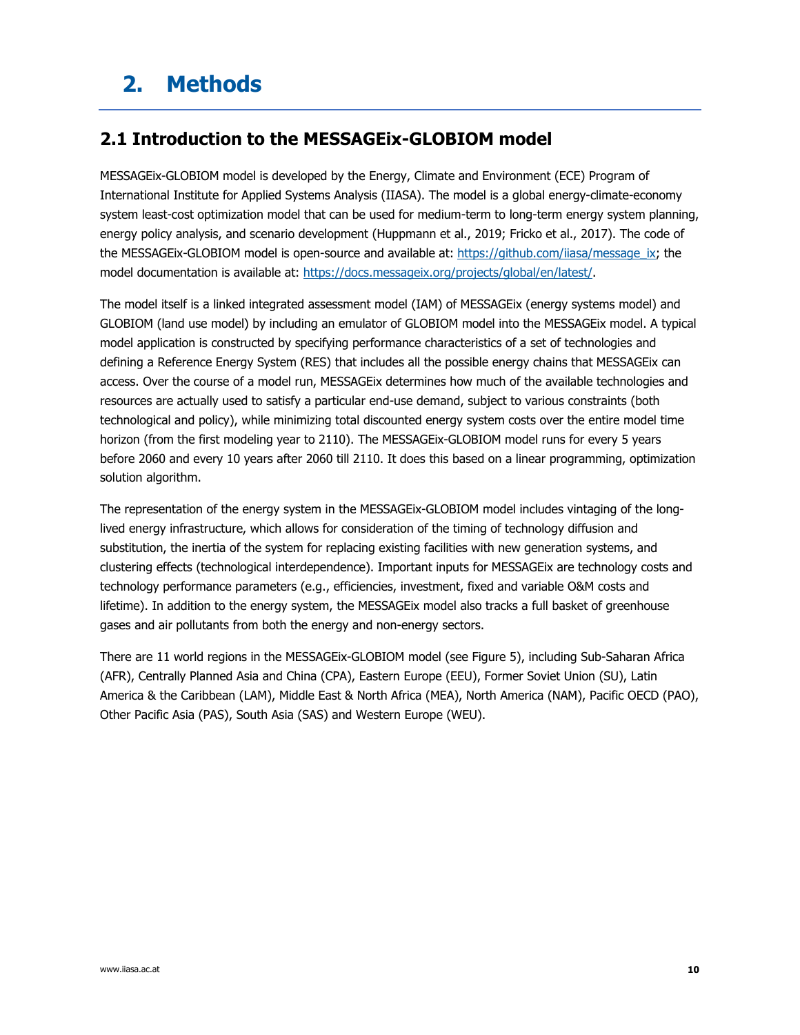# 2. Methods

## 2.1 Introduction to the MESSAGEix-GLOBIOM model

MESSAGEix-GLOBIOM model is developed by the Energy, Climate and Environment (ECE) Program of International Institute for Applied Systems Analysis (IIASA). The model is a global energy-climate-economy system least-cost optimization model that can be used for medium-term to long-term energy system planning, energy policy analysis, and scenario development (Huppmann et al., 2019; Fricko et al., 2017). The code of the MESSAGEix-GLOBIOM model is open-source and available at: [https://github.com/iiasa/message_ix](https://github.com/iiasa/message_ix); the model documentation is available at: [https://docs.messageix.org/projects/global/en/latest/](https://docs.messageix.org/projects/global/en/latest/).

The model itself is a linked integrated assessment model (IAM) of MESSAGEix (energy systems model) and GLOBIOM (land use model) by including an emulator of GLOBIOM model into the MESSAGEix model. A typical model application is constructed by specifying performance characteristics of a set of technologies and defining a Reference Energy System (RES) that includes all the possible energy chains that MESSAGEix can access. Over the course of a model run, MESSAGEix determines how much of the available technologies and resources are actually used to satisfy a particular end-use demand, subject to various constraints (both technological and policy), while minimizing total discounted energy system costs over the entire model time horizon (from the first modeling year to 2110). The MESSAGEix-GLOBIOM model runs for every 5 years before 2060 and every 10 years after 2060 till 2110. It does this based on a linear programming, optimization solution algorithm.

The representation of the energy system in the MESSAGEix-GLOBIOM model includes vintaging of the long-lived energy infrastructure, which allows for consideration of the timing of technology diffusion and substitution, the inertia of the system for replacing existing facilities with new generation systems, and clustering effects (technological interdependence). Important inputs for MESSAGEix are technology costs and technology performance parameters (e.g., efficiencies, investment, fixed and variable O&M costs and lifetime). In addition to the energy system, the MESSAGEix model also tracks a full basket of greenhouse gases and air pollutants from both the energy and non-energy sectors.

There are 11 world regions in the MESSAGEix-GLOBIOM model (see Figure 5), including Sub-Saharan Africa (AFR), Centrally Planned Asia and China (CPA), Eastern Europe (EEU), Former Soviet Union (SU), Latin America & the Caribbean (LAM), Middle East & North Africa (MEA), North America (NAM), Pacific OECD (PAO), Other Pacific Asia (PAS), South Asia (SAS) and Western Europe (WEU).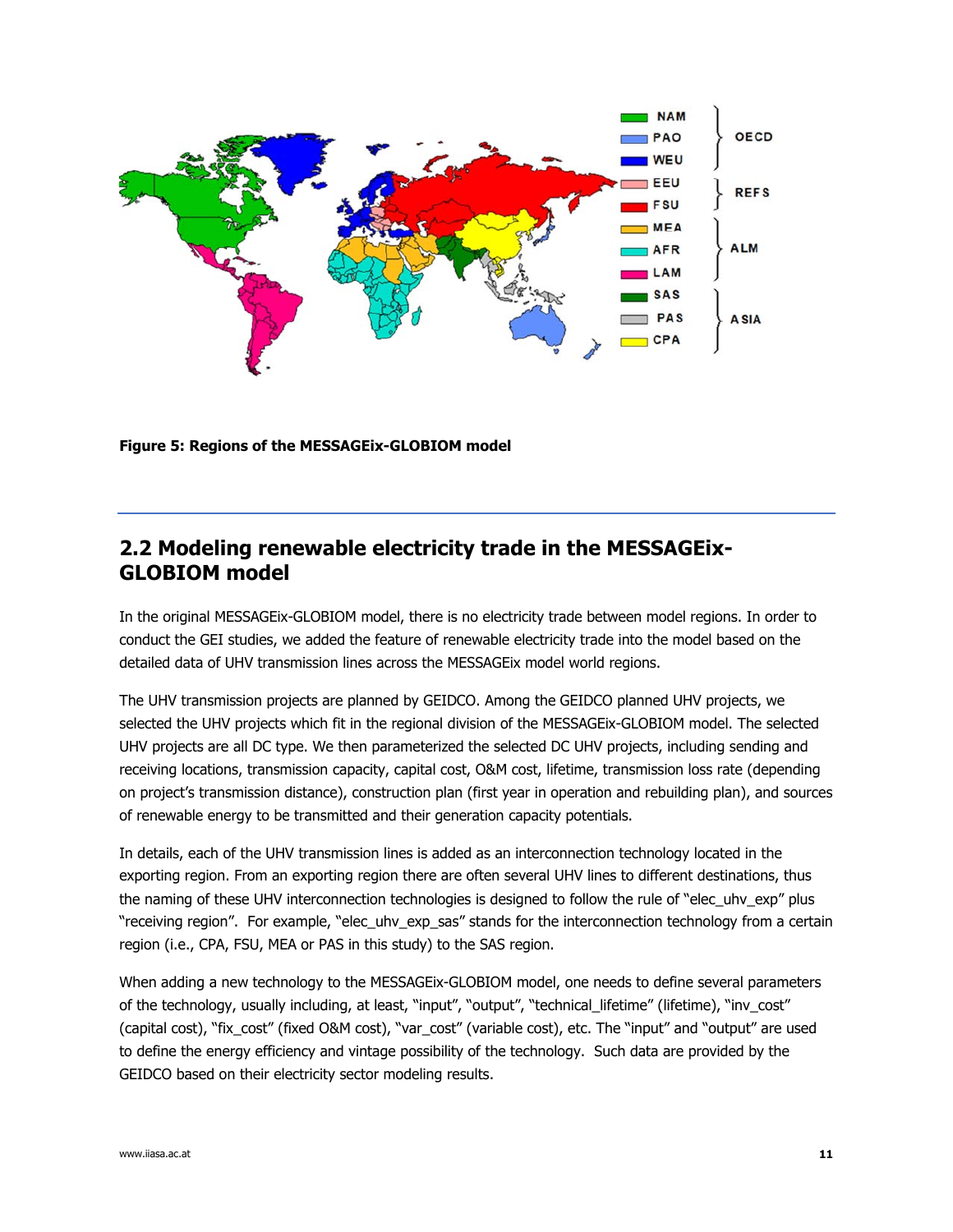**Figure 5: Regions of the MESSAGEix-GLOBIOM model**

## 2.2 Modeling renewable electricity trade in the MESSAGEix-GLOBIOM model

In the original MESSAGEix-GLOBIOM model, there is no electricity trade between model regions. In order to conduct the GEI studies, we added the feature of renewable electricity trade into the model based on the detailed data of UHV transmission lines across the MESSAGEix model world regions.

The UHV transmission projects are planned by GEIDCO. Among the GEIDCO planned UHV projects, we selected the UHV projects which fit in the regional division of the MESSAGEix-GLOBIOM model. The selected UHV projects are all DC type. We then parameterized the selected DC UHV projects, including sending and receiving locations, transmission capacity, capital cost, O&M cost, lifetime, transmission loss rate (depending on project's transmission distance), construction plan (first year in operation and rebuilding plan), and sources of renewable energy to be transmitted and their generation capacity potentials.

In details, each of the UHV transmission lines is added as an interconnection technology located in the exporting region. From an exporting region there are often several UHV lines to different destinations, thus the naming of these UHV interconnection technologies is designed to follow the rule of "elec_uhv_exp" plus "receiving region". For example, "elec_uhv_exp_sas" stands for the interconnection technology from a certain region (i.e., CPA, FSU, MEA or PAS in this study) to the SAS region.

When adding a new technology to the MESSAGEix-GLOBIOM model, one needs to define several parameters of the technology, usually including, at least, "input", "output", "technical_lifetime" (lifetime), "inv_cost" (capital cost), "fix_cost" (fixed O&M cost), "var_cost" (variable cost), etc. The "input" and "output" are used to define the energy efficiency and vintage possibility of the technology. Such data are provided by the GEIDCO based on their electricity sector modeling results.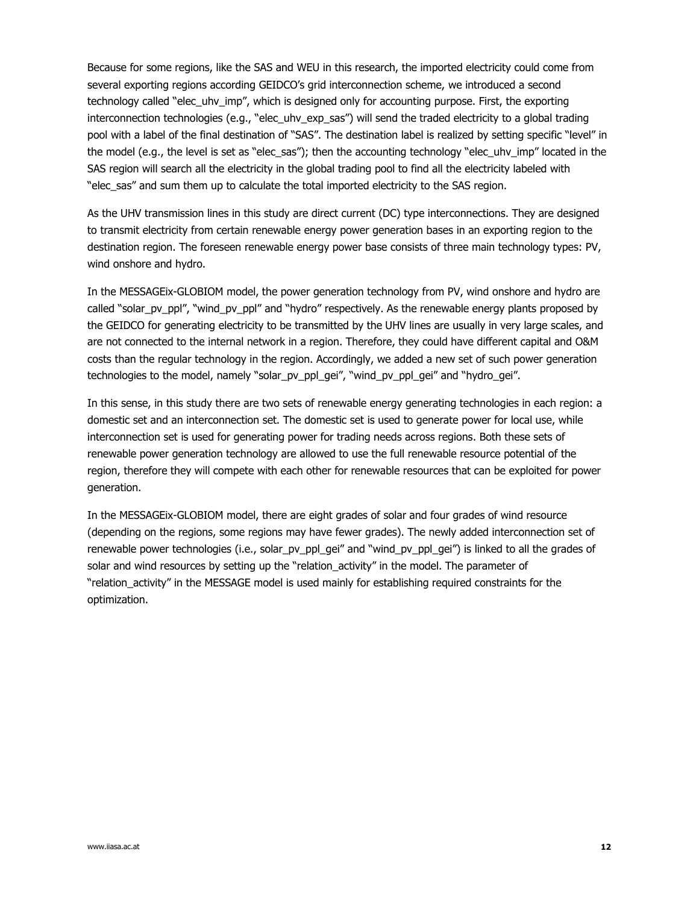Because for some regions, like the SAS and WEU in this research, the imported electricity could come from several exporting regions according GEIDCO's grid interconnection scheme, we introduced a second technology called "elec_uhv_imp", which is designed only for accounting purpose. First, the exporting interconnection technologies (e.g., "elec_uhv_exp_sas") will send the traded electricity to a global trading pool with a label of the final destination of "SAS". The destination label is realized by setting specific "level" in the model (e.g., the level is set as "elec_sas"); then the accounting technology "elec_uhv_imp" located in the SAS region will search all the electricity in the global trading pool to find all the electricity labeled with "elec_sas" and sum them up to calculate the total imported electricity to the SAS region.

As the UHV transmission lines in this study are direct current (DC) type interconnections. They are designed to transmit electricity from certain renewable energy power generation bases in an exporting region to the destination region. The foreseen renewable energy power base consists of three main technology types: PV, wind onshore and hydro.

In the MESSAGEix-GLOBIOM model, the power generation technology from PV, wind onshore and hydro are called "solar_pv_ppl", "wind_pv_ppl" and "hydro" respectively. As the renewable energy plants proposed by the GEIDCO for generating electricity to be transmitted by the UHV lines are usually in very large scales, and are not connected to the internal network in a region. Therefore, they could have different capital and O&M costs than the regular technology in the region. Accordingly, we added a new set of such power generation technologies to the model, namely "solar_pv_ppl_gei", "wind_pv_ppl_gei" and "hydro_gei".

In this sense, in this study there are two sets of renewable energy generating technologies in each region: a domestic set and an interconnection set. The domestic set is used to generate power for local use, while interconnection set is used for generating power for trading needs across regions. Both these sets of renewable power generation technology are allowed to use the full renewable resource potential of the region, therefore they will compete with each other for renewable resources that can be exploited for power generation.

In the MESSAGEix-GLOBIOM model, there are eight grades of solar and four grades of wind resource (depending on the regions, some regions may have fewer grades). The newly added interconnection set of renewable power technologies (i.e., solar_pv_ppl_gei" and "wind_pv_ppl_gei") is linked to all the grades of solar and wind resources by setting up the "relation_activity" in the model. The parameter of "relation_activity" in the MESSAGE model is used mainly for establishing required constraints for the optimization.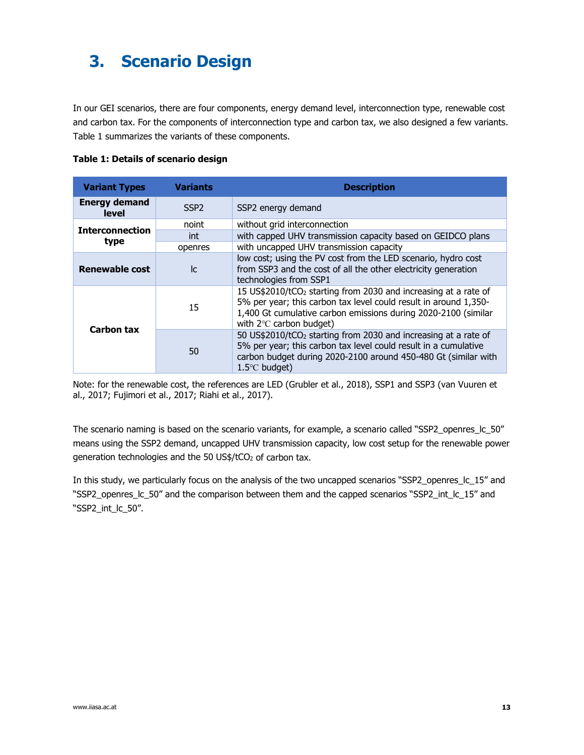# 3. Scenario Design

In our GEI scenarios, there are four components, energy demand level, interconnection type, renewable cost and carbon tax. For the components of interconnection type and carbon tax, we also designed a few variants. Table 1 summarizes the variants of these components.

**Table 1: Details of scenario design**

| Variant Types | Variants | Description |
|---|---|---|
| **Energy demand level** | SSP2 | SSP2 energy demand |
| **Interconnection type** | noint | without grid interconnection |
| | int | with capped UHV transmission capacity based on GEIDCO plans |
| | openres | with uncapped UHV transmission capacity |
| **Renewable cost** | lc | low cost; using the PV cost from the LED scenario, hydro cost from SSP3 and the cost of all the other electricity generation technologies from SSP1 |
| **Carbon tax** | 15 | 15 US\$2010/t$CO_2$ starting from 2030 and increasing at a rate of 5% per year; this carbon tax level could result in around 1,350-1,400 Gt cumulative carbon emissions during 2020-2100 (similar with 2℃ carbon budget) |
| | 50 | 50 US\$2010/t$CO_2$ starting from 2030 and increasing at a rate of 5% per year; this carbon tax level could result in a cumulative carbon budget during 2020-2100 around 450-480 Gt (similar with 1.5℃ budget) |

Note: for the renewable cost, the references are LED (Grubler et al., 2018), SSP1 and SSP3 (van Vuuren et al., 2017; Fujimori et al., 2017; Riahi et al., 2017).

The scenario naming is based on the scenario variants, for example, a scenario called "SSP2_openres_lc_50" means using the SSP2 demand, uncapped UHV transmission capacity, low cost setup for the renewable power generation technologies and the 50 US\$/t$CO_2$ of carbon tax.

In this study, we particularly focus on the analysis of the two uncapped scenarios "SSP2_openres_lc_15" and "SSP2_openres_lc_50" and the comparison between them and the capped scenarios "SSP2_int_lc_15" and "SSP2_int_lc_50".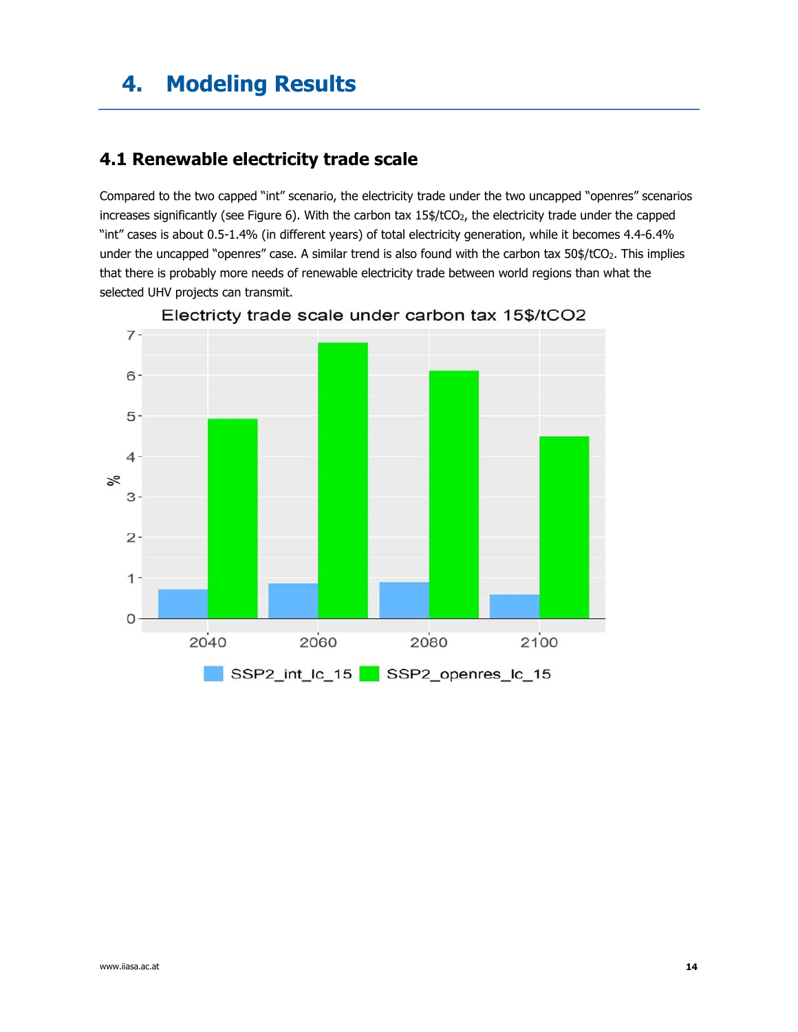# 4. Modeling Results

## 4.1 Renewable electricity trade scale

Compared to the two capped "int" scenario, the electricity trade under the two uncapped "openres" scenarios increases significantly (see Figure 6). With the carbon tax 15\$/t$CO_2$, the electricity trade under the capped "int" cases is about 0.5-1.4% (in different years) of total electricity generation, while it becomes 4.4-6.4% under the uncapped "openres" case. A similar trend is also found with the carbon tax 50\$/t$CO_2$. This implies that there is probably more needs of renewable electricity trade between world regions than what the selected UHV projects can transmit.

Electricty trade scale under carbon tax 15$/tCO2

| Year | SSP2_int_lc_15 (%) | SSP2_openres_lc_15 (%) |
|---|---|---|
| 2040 | ~0.7 | ~4.9 |
| 2060 | ~0.85 | ~6.8 |
| 2080 | ~0.9 | ~6.1 |
| 2100 | ~0.6 | ~4.5 |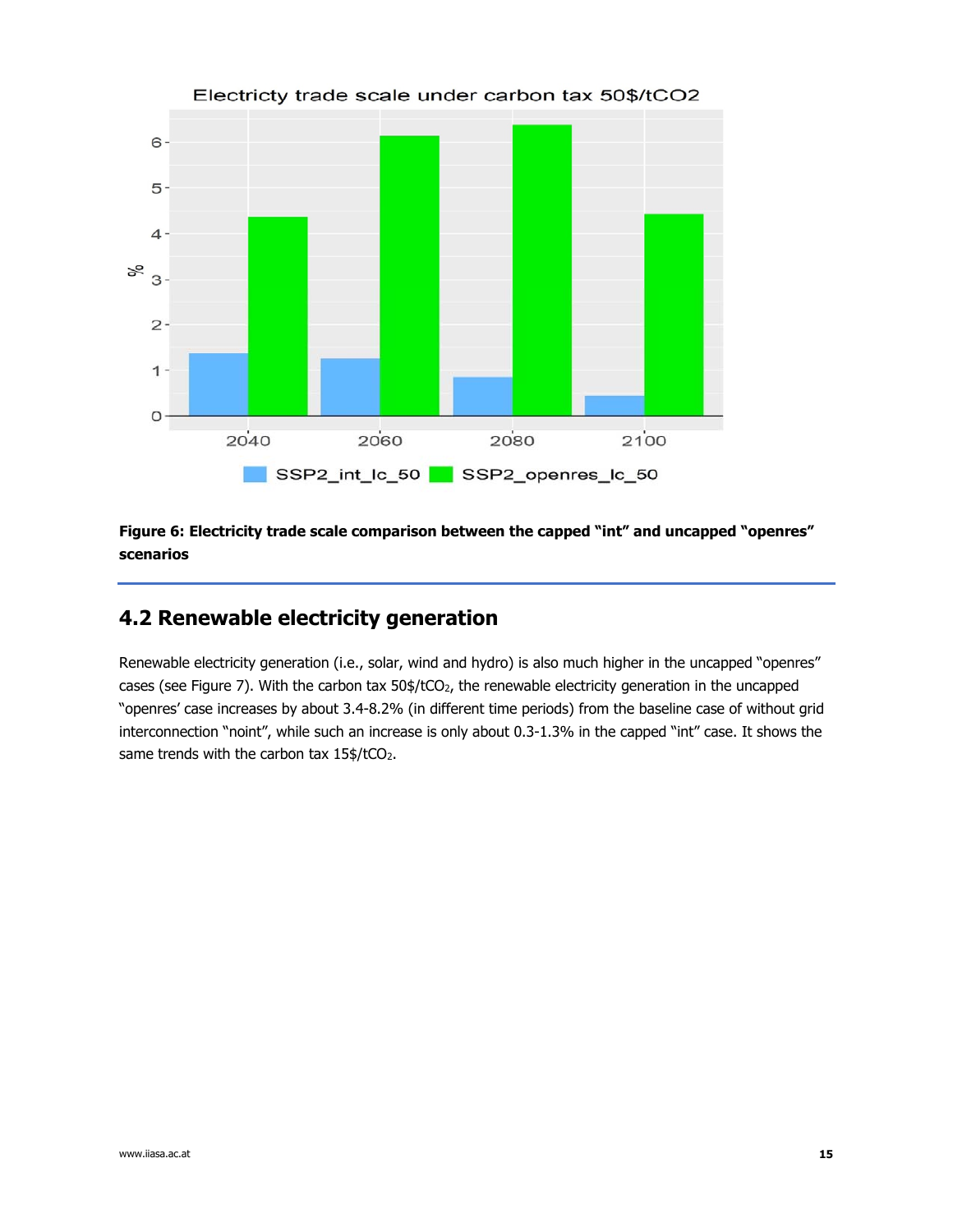**Figure 6: Electricity trade scale comparison between the capped "int" and uncapped "openres" scenarios**

## 4.2 Renewable electricity generation

Renewable electricity generation (i.e., solar, wind and hydro) is also much higher in the uncapped "openres" cases (see Figure 7). With the carbon tax 50$/t$CO_2$, the renewable electricity generation in the uncapped "openres' case increases by about 3.4-8.2% (in different time periods) from the baseline case of without grid interconnection "noint", while such an increase is only about 0.3-1.3% in the capped "int" case. It shows the same trends with the carbon tax 15$/t$CO_2$.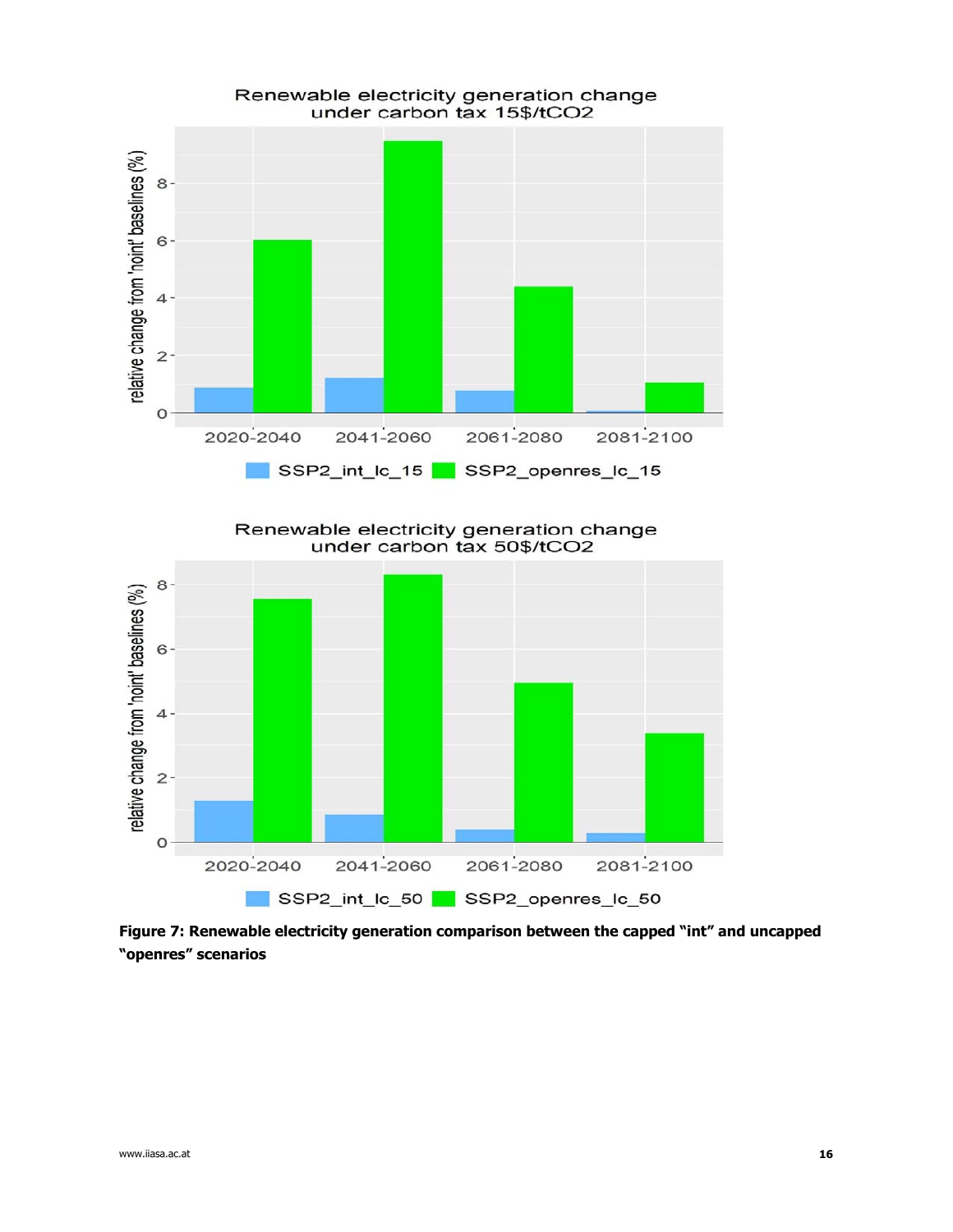**Figure 7: Renewable electricity generation comparison between the capped "int" and uncapped "openres" scenarios**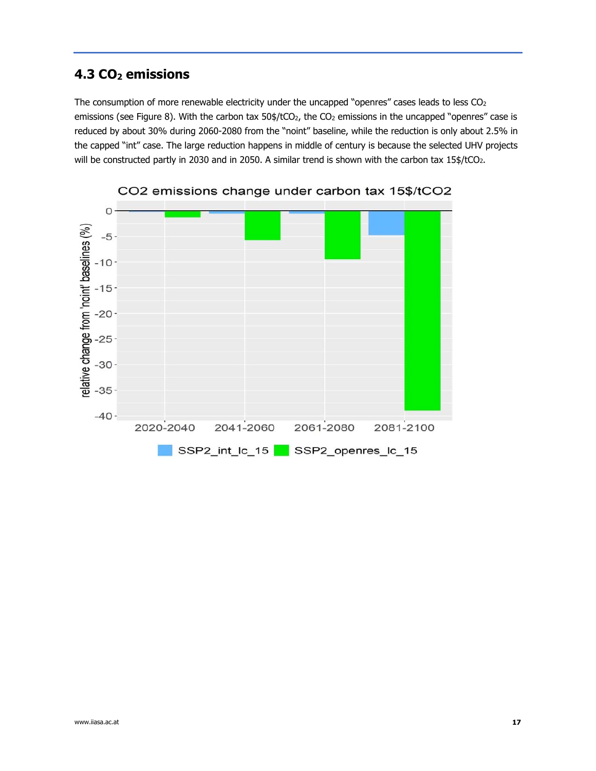## 4.3 $CO_2$ emissions

The consumption of more renewable electricity under the uncapped "openres" cases leads to less $CO_2$ emissions (see Figure 8). With the carbon tax 50\$/t$CO_2$, the $CO_2$ emissions in the uncapped "openres" case is reduced by about 30% during 2060-2080 from the "noint" baseline, while the reduction is only about 2.5% in the capped "int" case. The large reduction happens in middle of century is because the selected UHV projects will be constructed partly in 2030 and in 2050. A similar trend is shown with the carbon tax 15\$/t$CO_2$.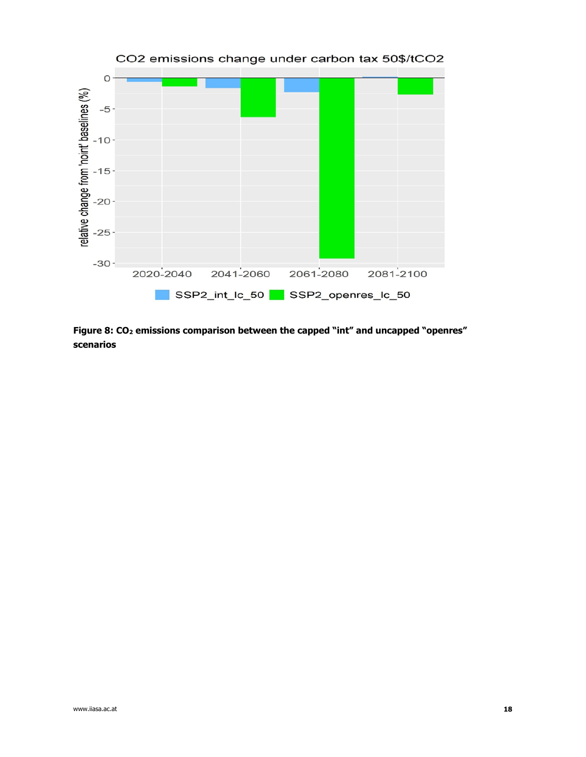**Figure 8: $CO_2$ emissions comparison between the capped "int" and uncapped "openres" scenarios**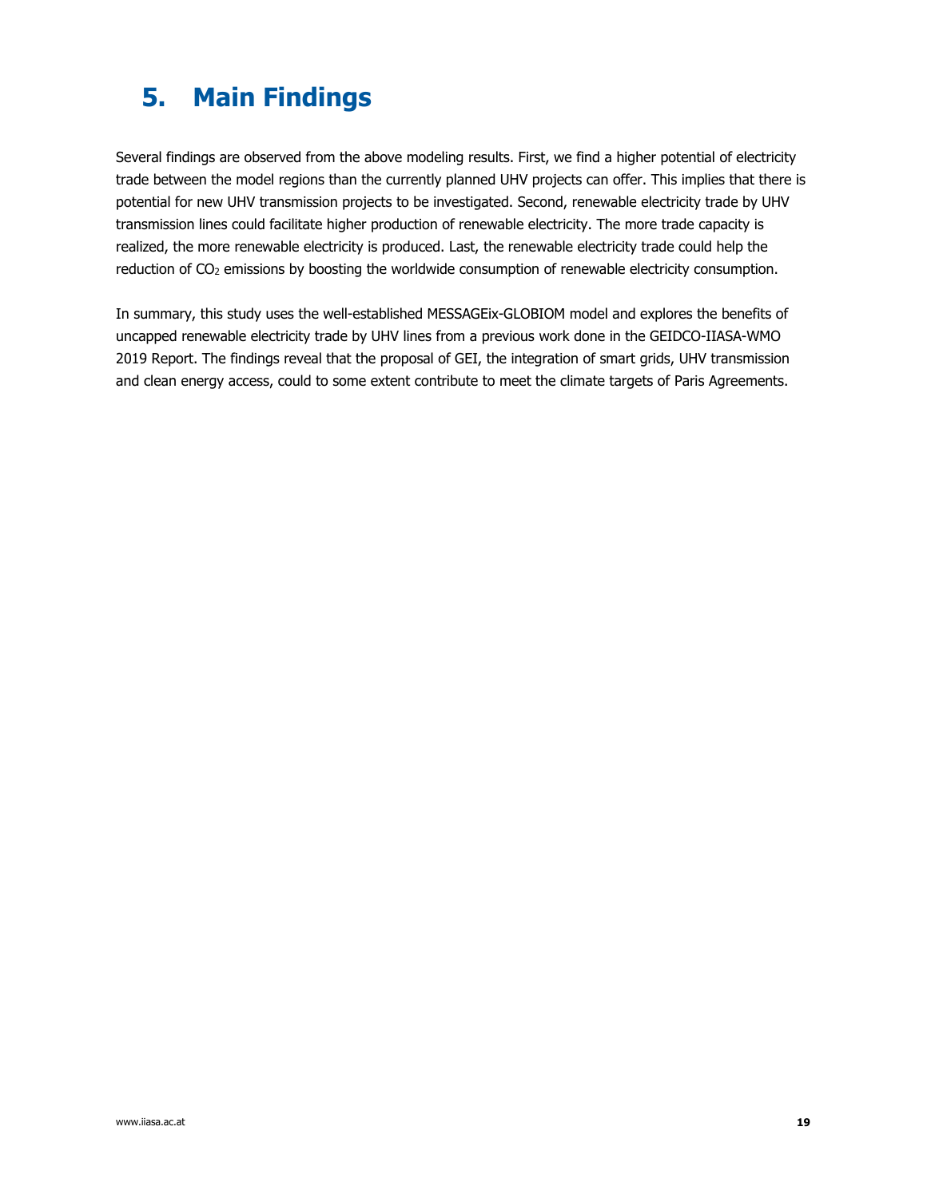# 5. Main Findings

Several findings are observed from the above modeling results. First, we find a higher potential of electricity trade between the model regions than the currently planned UHV projects can offer. This implies that there is potential for new UHV transmission projects to be investigated. Second, renewable electricity trade by UHV transmission lines could facilitate higher production of renewable electricity. The more trade capacity is realized, the more renewable electricity is produced. Last, the renewable electricity trade could help the reduction of $CO_2$ emissions by boosting the worldwide consumption of renewable electricity consumption.

In summary, this study uses the well-established MESSAGEix-GLOBIOM model and explores the benefits of uncapped renewable electricity trade by UHV lines from a previous work done in the GEIDCO-IIASA-WMO 2019 Report. The findings reveal that the proposal of GEI, the integration of smart grids, UHV transmission and clean energy access, could to some extent contribute to meet the climate targets of Paris Agreements.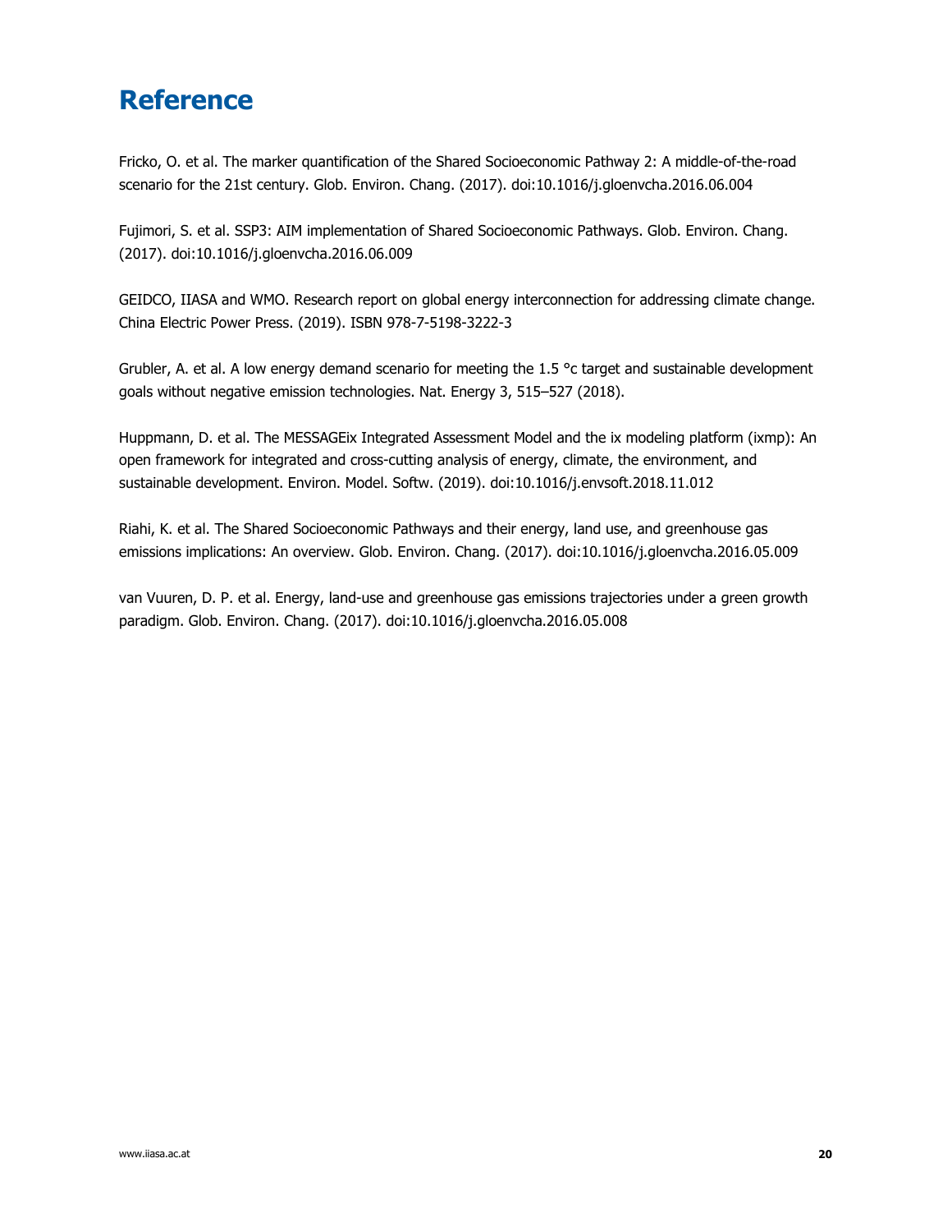# Reference

Fricko, O. et al. The marker quantification of the Shared Socioeconomic Pathway 2: A middle-of-the-road scenario for the 21st century. Glob. Environ. Chang. (2017). doi:10.1016/j.gloenvcha.2016.06.004

Fujimori, S. et al. SSP3: AIM implementation of Shared Socioeconomic Pathways. Glob. Environ. Chang. (2017). doi:10.1016/j.gloenvcha.2016.06.009

GEIDCO, IIASA and WMO. Research report on global energy interconnection for addressing climate change. China Electric Power Press. (2019). ISBN 978-7-5198-3222-3

Grubler, A. et al. A low energy demand scenario for meeting the 1.5 °c target and sustainable development goals without negative emission technologies. Nat. Energy 3, 515–527 (2018).

Huppmann, D. et al. The MESSAGEix Integrated Assessment Model and the ix modeling platform (ixmp): An open framework for integrated and cross-cutting analysis of energy, climate, the environment, and sustainable development. Environ. Model. Softw. (2019). doi:10.1016/j.envsoft.2018.11.012

Riahi, K. et al. The Shared Socioeconomic Pathways and their energy, land use, and greenhouse gas emissions implications: An overview. Glob. Environ. Chang. (2017). doi:10.1016/j.gloenvcha.2016.05.009

van Vuuren, D. P. et al. Energy, land-use and greenhouse gas emissions trajectories under a green growth paradigm. Glob. Environ. Chang. (2017). doi:10.1016/j.gloenvcha.2016.05.008